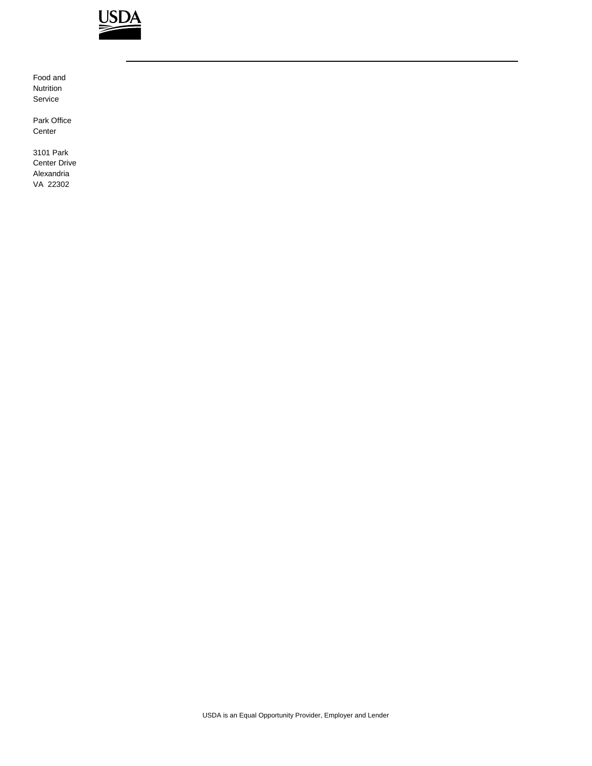USDA

Food and Nutrition Service

Park Office Center

3101 Park Center Drive
Alexandria
VA 22302

USDA is an Equal Opportunity Provider, Employer and Lender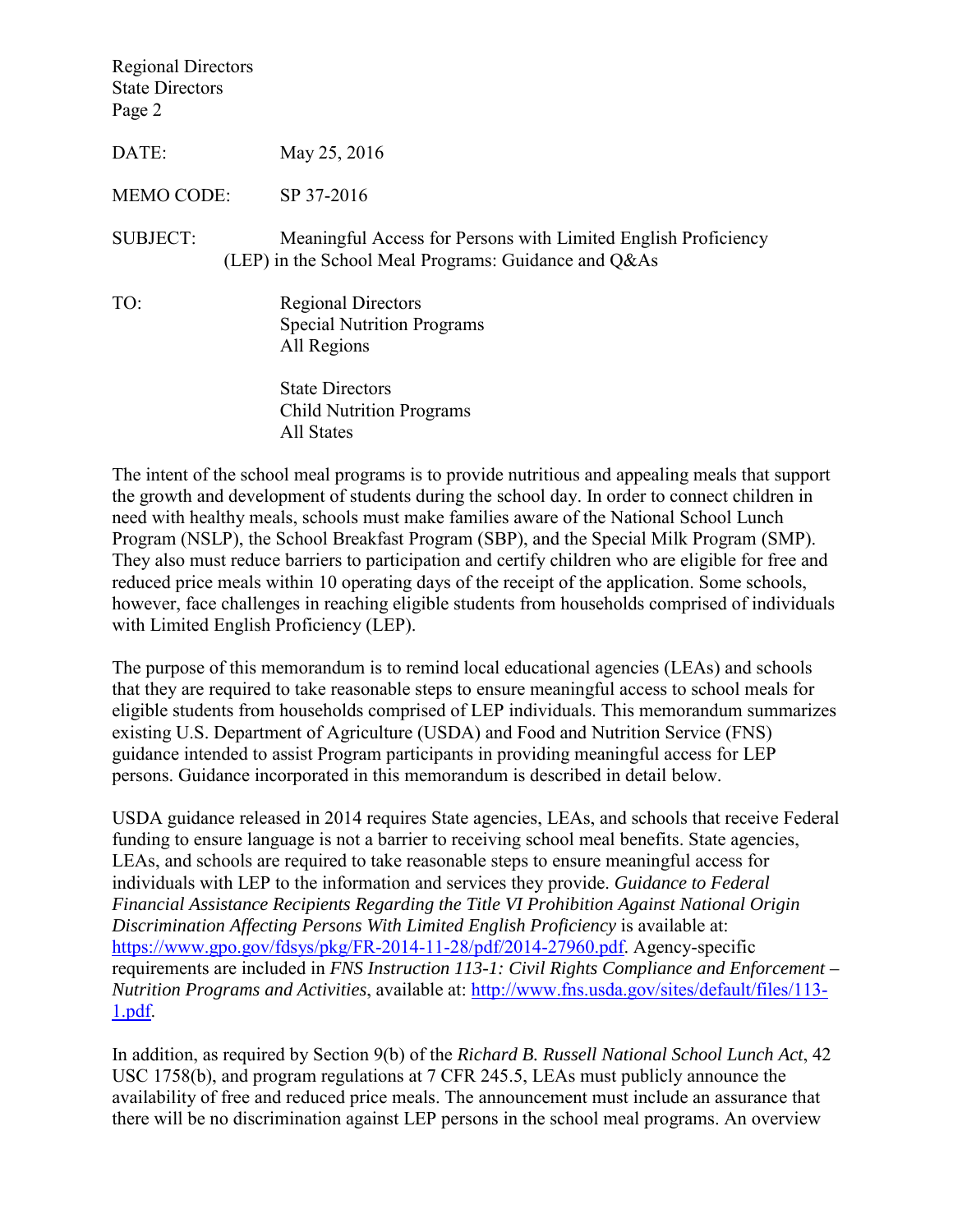DATE: May 25, 2016

MEMO CODE: SP 37-2016

SUBJECT: Meaningful Access for Persons with Limited English Proficiency (LEP) in the School Meal Programs: Guidance and Q&As

TO: Regional Directors
Special Nutrition Programs
All Regions

State Directors
Child Nutrition Programs
All States

The intent of the school meal programs is to provide nutritious and appealing meals that support the growth and development of students during the school day. In order to connect children in need with healthy meals, schools must make families aware of the National School Lunch Program (NSLP), the School Breakfast Program (SBP), and the Special Milk Program (SMP). They also must reduce barriers to participation and certify children who are eligible for free and reduced price meals within 10 operating days of the receipt of the application. Some schools, however, face challenges in reaching eligible students from households comprised of individuals with Limited English Proficiency (LEP).

The purpose of this memorandum is to remind local educational agencies (LEAs) and schools that they are required to take reasonable steps to ensure meaningful access to school meals for eligible students from households comprised of LEP individuals. This memorandum summarizes existing U.S. Department of Agriculture (USDA) and Food and Nutrition Service (FNS) guidance intended to assist Program participants in providing meaningful access for LEP persons. Guidance incorporated in this memorandum is described in detail below.

USDA guidance released in 2014 requires State agencies, LEAs, and schools that receive Federal funding to ensure language is not a barrier to receiving school meal benefits. State agencies, LEAs, and schools are required to take reasonable steps to ensure meaningful access for individuals with LEP to the information and services they provide. *Guidance to Federal Financial Assistance Recipients Regarding the Title VI Prohibition Against National Origin Discrimination Affecting Persons With Limited English Proficiency* is available at: https://www.gpo.gov/fdsys/pkg/FR-2014-11-28/pdf/2014-27960.pdf. Agency-specific requirements are included in *FNS Instruction 113-1: Civil Rights Compliance and Enforcement – Nutrition Programs and Activities*, available at: http://www.fns.usda.gov/sites/default/files/113-1.pdf.

In addition, as required by Section 9(b) of the *Richard B. Russell National School Lunch Act*, 42 USC 1758(b), and program regulations at 7 CFR 245.5, LEAs must publicly announce the availability of free and reduced price meals. The announcement must include an assurance that there will be no discrimination against LEP persons in the school meal programs. An overview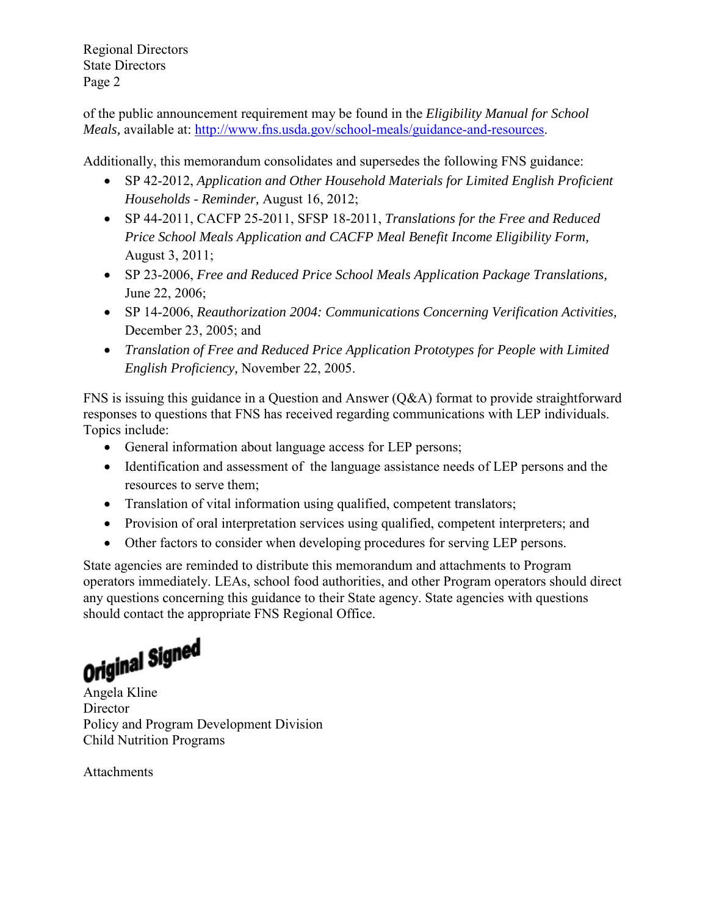of the public announcement requirement may be found in the *Eligibility Manual for School Meals,* available at: http://www.fns.usda.gov/school-meals/guidance-and-resources.

Additionally, this memorandum consolidates and supersedes the following FNS guidance:

- SP 42-2012, *Application and Other Household Materials for Limited English Proficient Households - Reminder,* August 16, 2012;
- SP 44-2011, CACFP 25-2011, SFSP 18-2011, *Translations for the Free and Reduced Price School Meals Application and CACFP Meal Benefit Income Eligibility Form,* August 3, 2011;
- SP 23-2006, *Free and Reduced Price School Meals Application Package Translations,* June 22, 2006;
- SP 14-2006, *Reauthorization 2004: Communications Concerning Verification Activities,* December 23, 2005; and
- *Translation of Free and Reduced Price Application Prototypes for People with Limited English Proficiency,* November 22, 2005.

FNS is issuing this guidance in a Question and Answer (Q&A) format to provide straightforward responses to questions that FNS has received regarding communications with LEP individuals. Topics include:

- General information about language access for LEP persons;
- Identification and assessment of the language assistance needs of LEP persons and the resources to serve them;
- Translation of vital information using qualified, competent translators;
- Provision of oral interpretation services using qualified, competent interpreters; and
- Other factors to consider when developing procedures for serving LEP persons.

State agencies are reminded to distribute this memorandum and attachments to Program operators immediately. LEAs, school food authorities, and other Program operators should direct any questions concerning this guidance to their State agency. State agencies with questions should contact the appropriate FNS Regional Office.

Original Signed

Angela Kline
Director
Policy and Program Development Division
Child Nutrition Programs

Attachments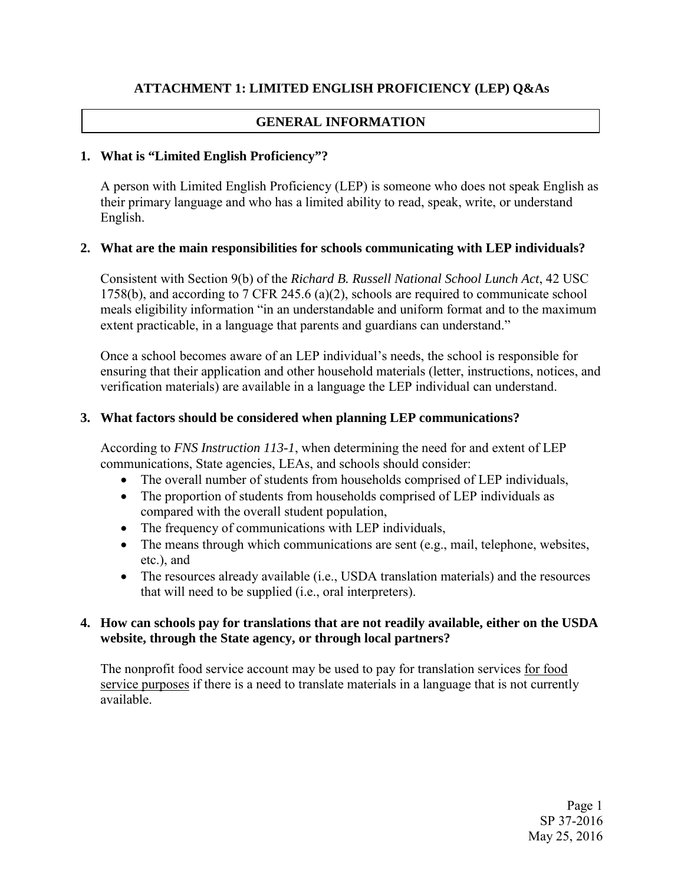## ATTACHMENT 1: LIMITED ENGLISH PROFICIENCY (LEP) Q&As

### GENERAL INFORMATION

**1. What is "Limited English Proficiency"?**

A person with Limited English Proficiency (LEP) is someone who does not speak English as their primary language and who has a limited ability to read, speak, write, or understand English.

**2. What are the main responsibilities for schools communicating with LEP individuals?**

Consistent with Section 9(b) of the *Richard B. Russell National School Lunch Act*, 42 USC 1758(b), and according to 7 CFR 245.6 (a)(2), schools are required to communicate school meals eligibility information "in an understandable and uniform format and to the maximum extent practicable, in a language that parents and guardians can understand."

Once a school becomes aware of an LEP individual's needs, the school is responsible for ensuring that their application and other household materials (letter, instructions, notices, and verification materials) are available in a language the LEP individual can understand.

**3. What factors should be considered when planning LEP communications?**

According to *FNS Instruction 113-1*, when determining the need for and extent of LEP communications, State agencies, LEAs, and schools should consider:

- The overall number of students from households comprised of LEP individuals,
- The proportion of students from households comprised of LEP individuals as compared with the overall student population,
- The frequency of communications with LEP individuals,
- The means through which communications are sent (e.g., mail, telephone, websites, etc.), and
- The resources already available (i.e., USDA translation materials) and the resources that will need to be supplied (i.e., oral interpreters).

**4. How can schools pay for translations that are not readily available, either on the USDA website, through the State agency, or through local partners?**

The nonprofit food service account may be used to pay for translation services <u>for food service purposes</u> if there is a need to translate materials in a language that is not currently available.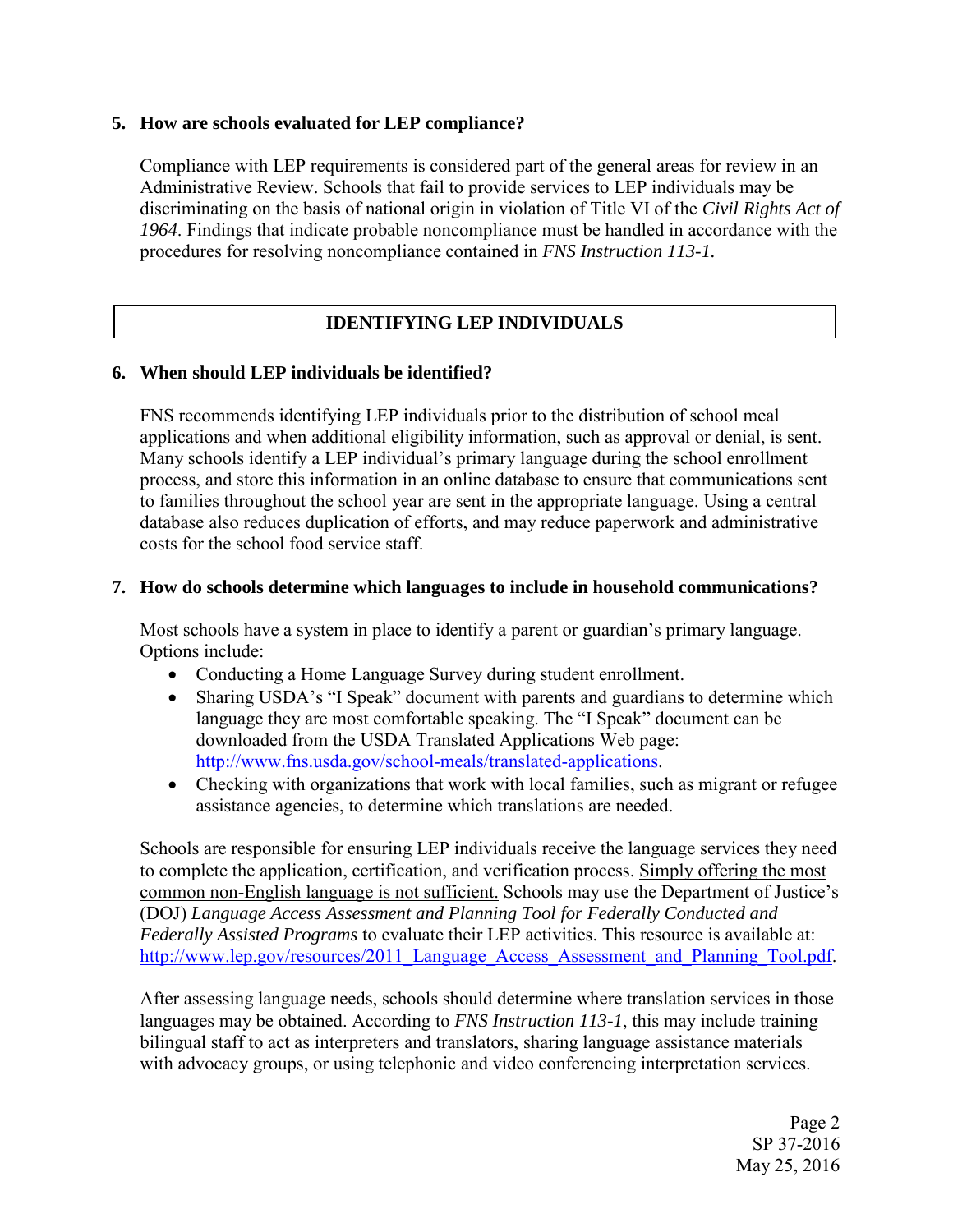**5. How are schools evaluated for LEP compliance?**

Compliance with LEP requirements is considered part of the general areas for review in an Administrative Review. Schools that fail to provide services to LEP individuals may be discriminating on the basis of national origin in violation of Title VI of the *Civil Rights Act of 1964*. Findings that indicate probable noncompliance must be handled in accordance with the procedures for resolving noncompliance contained in *FNS Instruction 113-1.*

## IDENTIFYING LEP INDIVIDUALS

**6. When should LEP individuals be identified?**

FNS recommends identifying LEP individuals prior to the distribution of school meal applications and when additional eligibility information, such as approval or denial, is sent. Many schools identify a LEP individual's primary language during the school enrollment process, and store this information in an online database to ensure that communications sent to families throughout the school year are sent in the appropriate language. Using a central database also reduces duplication of efforts, and may reduce paperwork and administrative costs for the school food service staff.

**7. How do schools determine which languages to include in household communications?**

Most schools have a system in place to identify a parent or guardian's primary language. Options include:

- Conducting a Home Language Survey during student enrollment.
- Sharing USDA's "I Speak" document with parents and guardians to determine which language they are most comfortable speaking. The "I Speak" document can be downloaded from the USDA Translated Applications Web page: http://www.fns.usda.gov/school-meals/translated-applications.
- Checking with organizations that work with local families, such as migrant or refugee assistance agencies, to determine which translations are needed.

Schools are responsible for ensuring LEP individuals receive the language services they need to complete the application, certification, and verification process. <u>Simply offering the most common non-English language is not sufficient.</u> Schools may use the Department of Justice's (DOJ) *Language Access Assessment and Planning Tool for Federally Conducted and Federally Assisted Programs* to evaluate their LEP activities. This resource is available at: http://www.lep.gov/resources/2011_Language_Access_Assessment_and_Planning_Tool.pdf.

After assessing language needs, schools should determine where translation services in those languages may be obtained. According to *FNS Instruction 113-1*, this may include training bilingual staff to act as interpreters and translators, sharing language assistance materials with advocacy groups, or using telephonic and video conferencing interpretation services.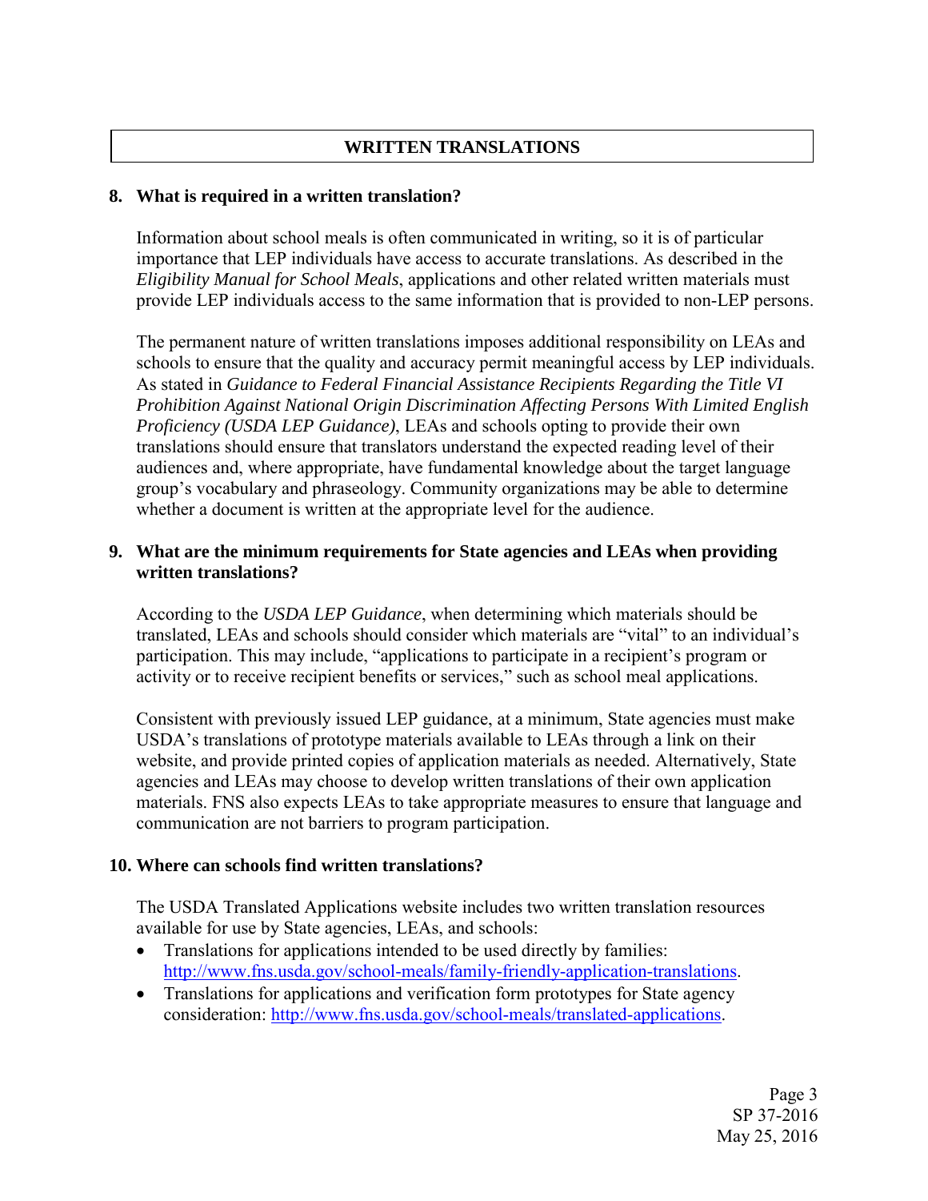## WRITTEN TRANSLATIONS

### 8. What is required in a written translation?

Information about school meals is often communicated in writing, so it is of particular importance that LEP individuals have access to accurate translations. As described in the *Eligibility Manual for School Meals*, applications and other related written materials must provide LEP individuals access to the same information that is provided to non-LEP persons.

The permanent nature of written translations imposes additional responsibility on LEAs and schools to ensure that the quality and accuracy permit meaningful access by LEP individuals. As stated in *Guidance to Federal Financial Assistance Recipients Regarding the Title VI Prohibition Against National Origin Discrimination Affecting Persons With Limited English Proficiency (USDA LEP Guidance)*, LEAs and schools opting to provide their own translations should ensure that translators understand the expected reading level of their audiences and, where appropriate, have fundamental knowledge about the target language group's vocabulary and phraseology. Community organizations may be able to determine whether a document is written at the appropriate level for the audience.

### 9. What are the minimum requirements for State agencies and LEAs when providing written translations?

According to the *USDA LEP Guidance*, when determining which materials should be translated, LEAs and schools should consider which materials are "vital" to an individual's participation. This may include, "applications to participate in a recipient's program or activity or to receive recipient benefits or services," such as school meal applications.

Consistent with previously issued LEP guidance, at a minimum, State agencies must make USDA's translations of prototype materials available to LEAs through a link on their website, and provide printed copies of application materials as needed. Alternatively, State agencies and LEAs may choose to develop written translations of their own application materials. FNS also expects LEAs to take appropriate measures to ensure that language and communication are not barriers to program participation.

### 10. Where can schools find written translations?

The USDA Translated Applications website includes two written translation resources available for use by State agencies, LEAs, and schools:

- Translations for applications intended to be used directly by families: http://www.fns.usda.gov/school-meals/family-friendly-application-translations.
- Translations for applications and verification form prototypes for State agency consideration: http://www.fns.usda.gov/school-meals/translated-applications.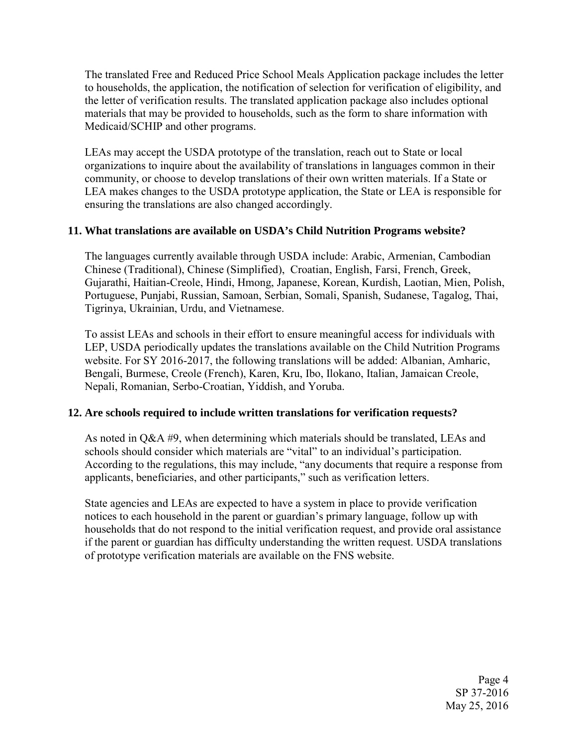The translated Free and Reduced Price School Meals Application package includes the letter to households, the application, the notification of selection for verification of eligibility, and the letter of verification results. The translated application package also includes optional materials that may be provided to households, such as the form to share information with Medicaid/SCHIP and other programs.

LEAs may accept the USDA prototype of the translation, reach out to State or local organizations to inquire about the availability of translations in languages common in their community, or choose to develop translations of their own written materials. If a State or LEA makes changes to the USDA prototype application, the State or LEA is responsible for ensuring the translations are also changed accordingly.

**11. What translations are available on USDA's Child Nutrition Programs website?**

The languages currently available through USDA include: Arabic, Armenian, Cambodian Chinese (Traditional), Chinese (Simplified), Croatian, English, Farsi, French, Greek, Gujarathi, Haitian-Creole, Hindi, Hmong, Japanese, Korean, Kurdish, Laotian, Mien, Polish, Portuguese, Punjabi, Russian, Samoan, Serbian, Somali, Spanish, Sudanese, Tagalog, Thai, Tigrinya, Ukrainian, Urdu, and Vietnamese.

To assist LEAs and schools in their effort to ensure meaningful access for individuals with LEP, USDA periodically updates the translations available on the Child Nutrition Programs website. For SY 2016-2017, the following translations will be added: Albanian, Amharic, Bengali, Burmese, Creole (French), Karen, Kru, Ibo, Ilokano, Italian, Jamaican Creole, Nepali, Romanian, Serbo-Croatian, Yiddish, and Yoruba.

**12. Are schools required to include written translations for verification requests?**

As noted in Q&A #9, when determining which materials should be translated, LEAs and schools should consider which materials are "vital" to an individual's participation. According to the regulations, this may include, "any documents that require a response from applicants, beneficiaries, and other participants," such as verification letters.

State agencies and LEAs are expected to have a system in place to provide verification notices to each household in the parent or guardian's primary language, follow up with households that do not respond to the initial verification request, and provide oral assistance if the parent or guardian has difficulty understanding the written request. USDA translations of prototype verification materials are available on the FNS website.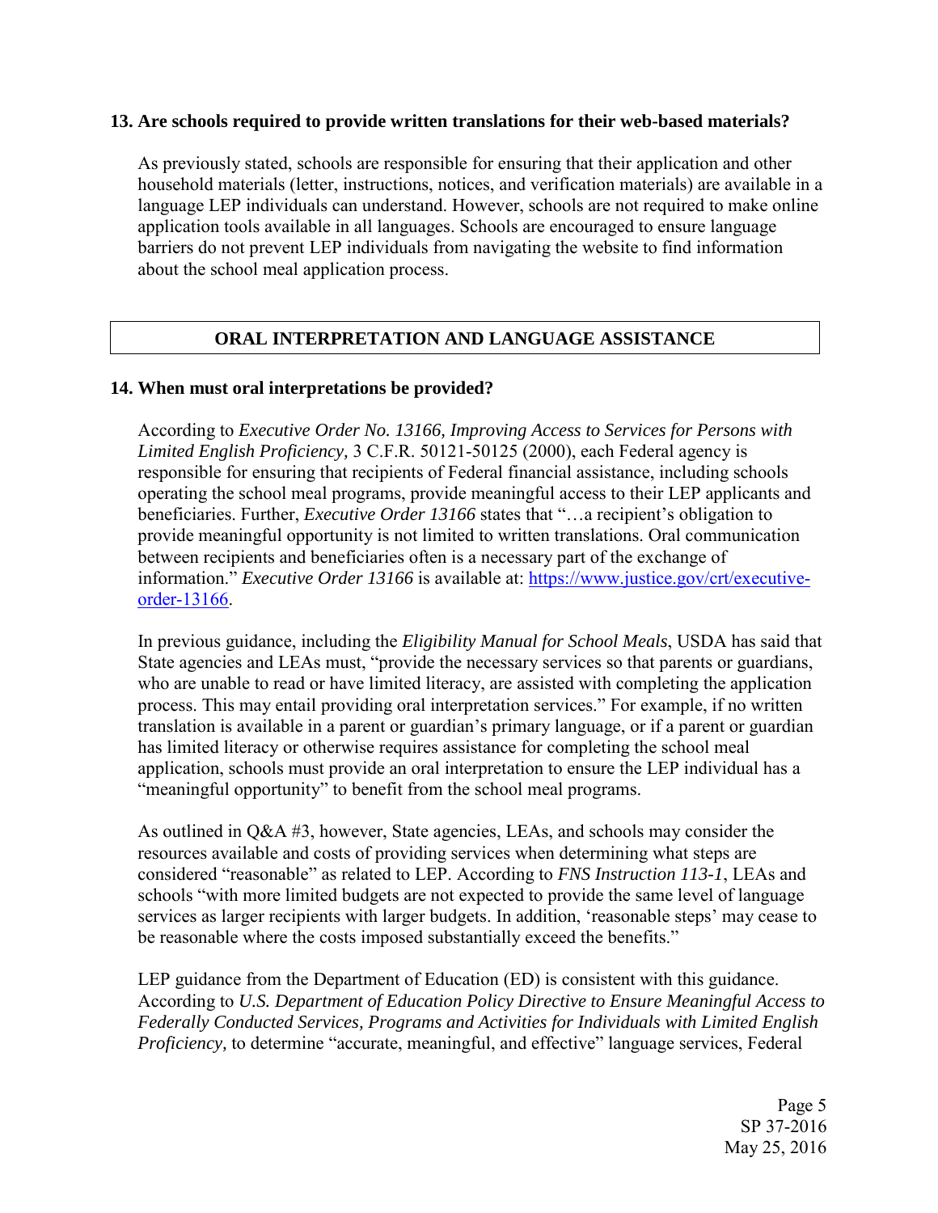**13. Are schools required to provide written translations for their web-based materials?**

As previously stated, schools are responsible for ensuring that their application and other household materials (letter, instructions, notices, and verification materials) are available in a language LEP individuals can understand. However, schools are not required to make online application tools available in all languages. Schools are encouraged to ensure language barriers do not prevent LEP individuals from navigating the website to find information about the school meal application process.

## ORAL INTERPRETATION AND LANGUAGE ASSISTANCE

**14. When must oral interpretations be provided?**

According to *Executive Order No. 13166, Improving Access to Services for Persons with Limited English Proficiency,* 3 C.F.R. 50121-50125 (2000), each Federal agency is responsible for ensuring that recipients of Federal financial assistance, including schools operating the school meal programs, provide meaningful access to their LEP applicants and beneficiaries. Further, *Executive Order 13166* states that "…a recipient's obligation to provide meaningful opportunity is not limited to written translations. Oral communication between recipients and beneficiaries often is a necessary part of the exchange of information." *Executive Order 13166* is available at: [https://www.justice.gov/crt/executive-order-13166](https://www.justice.gov/crt/executive-order-13166).

In previous guidance, including the *Eligibility Manual for School Meals*, USDA has said that State agencies and LEAs must, "provide the necessary services so that parents or guardians, who are unable to read or have limited literacy, are assisted with completing the application process. This may entail providing oral interpretation services." For example, if no written translation is available in a parent or guardian's primary language, or if a parent or guardian has limited literacy or otherwise requires assistance for completing the school meal application, schools must provide an oral interpretation to ensure the LEP individual has a "meaningful opportunity" to benefit from the school meal programs.

As outlined in Q&A #3, however, State agencies, LEAs, and schools may consider the resources available and costs of providing services when determining what steps are considered "reasonable" as related to LEP. According to *FNS Instruction 113-1*, LEAs and schools "with more limited budgets are not expected to provide the same level of language services as larger recipients with larger budgets. In addition, 'reasonable steps' may cease to be reasonable where the costs imposed substantially exceed the benefits."

LEP guidance from the Department of Education (ED) is consistent with this guidance. According to *U.S. Department of Education Policy Directive to Ensure Meaningful Access to Federally Conducted Services, Programs and Activities for Individuals with Limited English Proficiency,* to determine "accurate, meaningful, and effective" language services, Federal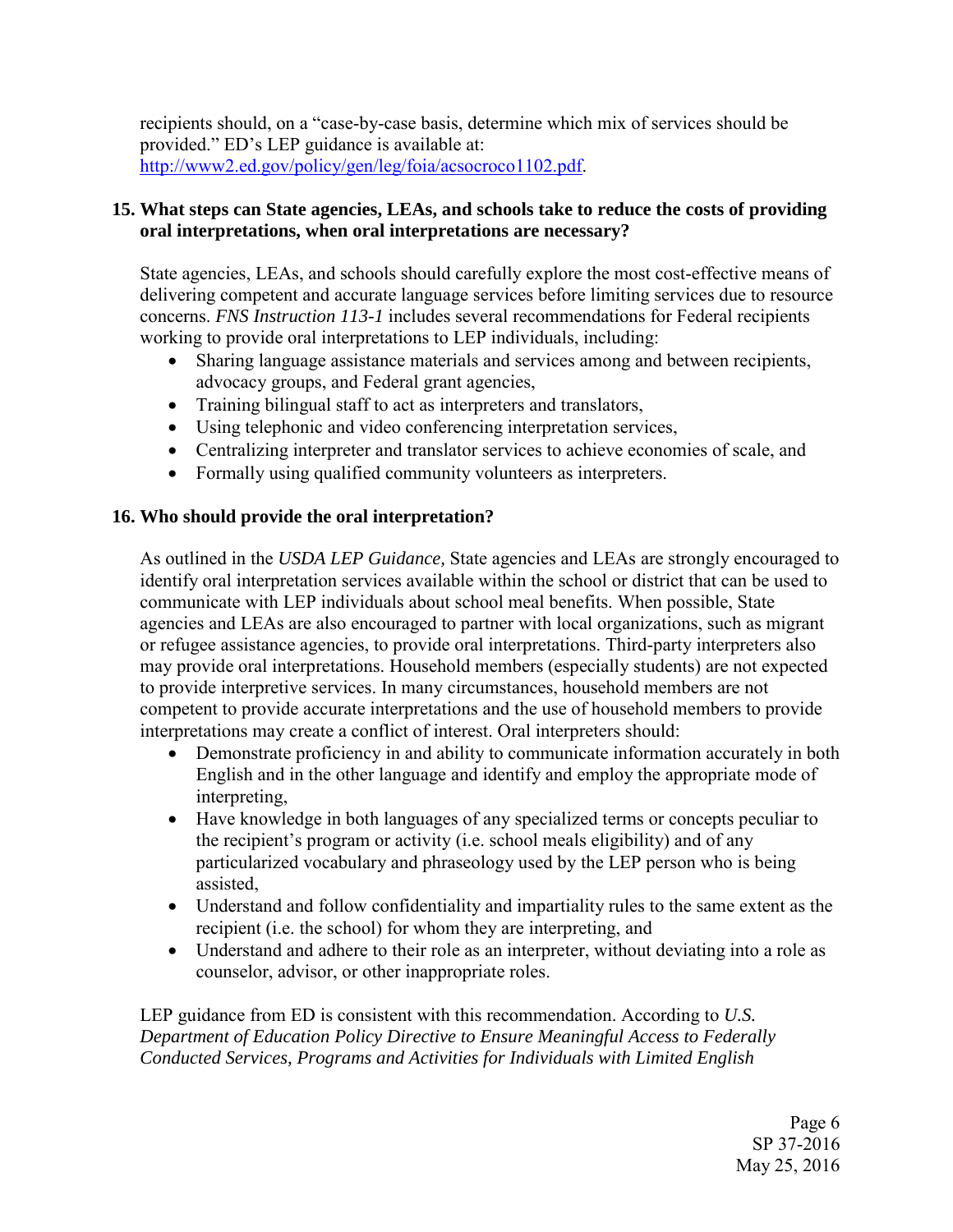recipients should, on a "case-by-case basis, determine which mix of services should be provided." ED's LEP guidance is available at: http://www2.ed.gov/policy/gen/leg/foia/acsocroco1102.pdf.

**15. What steps can State agencies, LEAs, and schools take to reduce the costs of providing oral interpretations, when oral interpretations are necessary?**

State agencies, LEAs, and schools should carefully explore the most cost-effective means of delivering competent and accurate language services before limiting services due to resource concerns. *FNS Instruction 113-1* includes several recommendations for Federal recipients working to provide oral interpretations to LEP individuals, including:

- Sharing language assistance materials and services among and between recipients, advocacy groups, and Federal grant agencies,
- Training bilingual staff to act as interpreters and translators,
- Using telephonic and video conferencing interpretation services,
- Centralizing interpreter and translator services to achieve economies of scale, and
- Formally using qualified community volunteers as interpreters.

**16. Who should provide the oral interpretation?**

As outlined in the *USDA LEP Guidance,* State agencies and LEAs are strongly encouraged to identify oral interpretation services available within the school or district that can be used to communicate with LEP individuals about school meal benefits. When possible, State agencies and LEAs are also encouraged to partner with local organizations, such as migrant or refugee assistance agencies, to provide oral interpretations. Third-party interpreters also may provide oral interpretations. Household members (especially students) are not expected to provide interpretive services. In many circumstances, household members are not competent to provide accurate interpretations and the use of household members to provide interpretations may create a conflict of interest. Oral interpreters should:

- Demonstrate proficiency in and ability to communicate information accurately in both English and in the other language and identify and employ the appropriate mode of interpreting,
- Have knowledge in both languages of any specialized terms or concepts peculiar to the recipient's program or activity (i.e. school meals eligibility) and of any particularized vocabulary and phraseology used by the LEP person who is being assisted,
- Understand and follow confidentiality and impartiality rules to the same extent as the recipient (i.e. the school) for whom they are interpreting, and
- Understand and adhere to their role as an interpreter, without deviating into a role as counselor, advisor, or other inappropriate roles.

LEP guidance from ED is consistent with this recommendation. According to *U.S. Department of Education Policy Directive to Ensure Meaningful Access to Federally Conducted Services, Programs and Activities for Individuals with Limited English*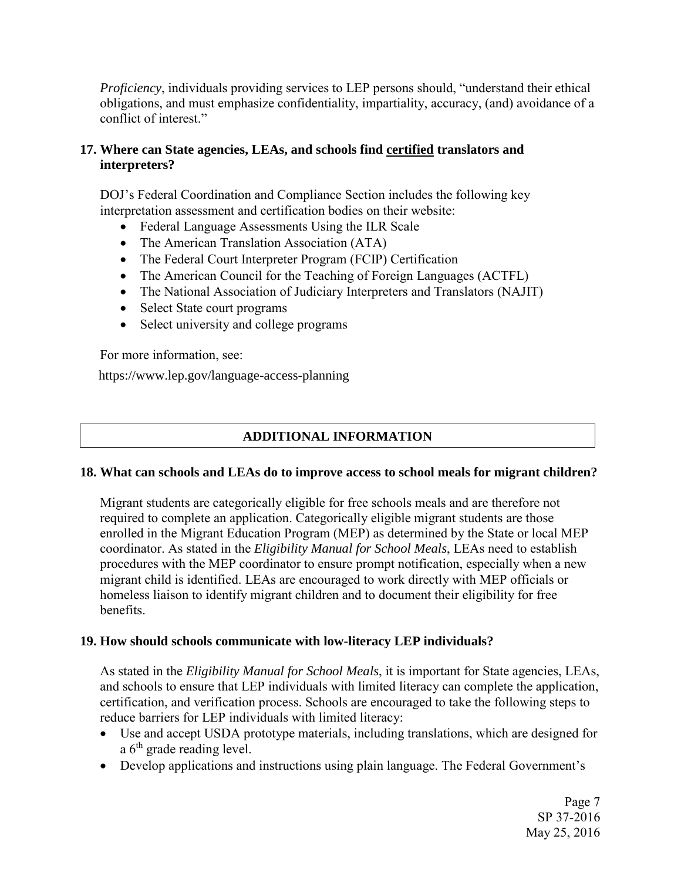*Proficiency*, individuals providing services to LEP persons should, "understand their ethical obligations, and must emphasize confidentiality, impartiality, accuracy, (and) avoidance of a conflict of interest."

**17. Where can State agencies, LEAs, and schools find <u>certified</u> translators and interpreters?**

DOJ's Federal Coordination and Compliance Section includes the following key interpretation assessment and certification bodies on their website:

- Federal Language Assessments Using the ILR Scale
- The American Translation Association (ATA)
- The Federal Court Interpreter Program (FCIP) Certification
- The American Council for the Teaching of Foreign Languages (ACTFL)
- The National Association of Judiciary Interpreters and Translators (NAJIT)
- Select State court programs
- Select university and college programs

For more information, see:

https://www.lep.gov/language-access-planning

## ADDITIONAL INFORMATION

**18. What can schools and LEAs do to improve access to school meals for migrant children?**

Migrant students are categorically eligible for free schools meals and are therefore not required to complete an application. Categorically eligible migrant students are those enrolled in the Migrant Education Program (MEP) as determined by the State or local MEP coordinator. As stated in the *Eligibility Manual for School Meals*, LEAs need to establish procedures with the MEP coordinator to ensure prompt notification, especially when a new migrant child is identified. LEAs are encouraged to work directly with MEP officials or homeless liaison to identify migrant children and to document their eligibility for free benefits.

**19. How should schools communicate with low-literacy LEP individuals?**

As stated in the *Eligibility Manual for School Meals*, it is important for State agencies, LEAs, and schools to ensure that LEP individuals with limited literacy can complete the application, certification, and verification process. Schools are encouraged to take the following steps to reduce barriers for LEP individuals with limited literacy:

- Use and accept USDA prototype materials, including translations, which are designed for a 6th grade reading level.
- Develop applications and instructions using plain language. The Federal Government's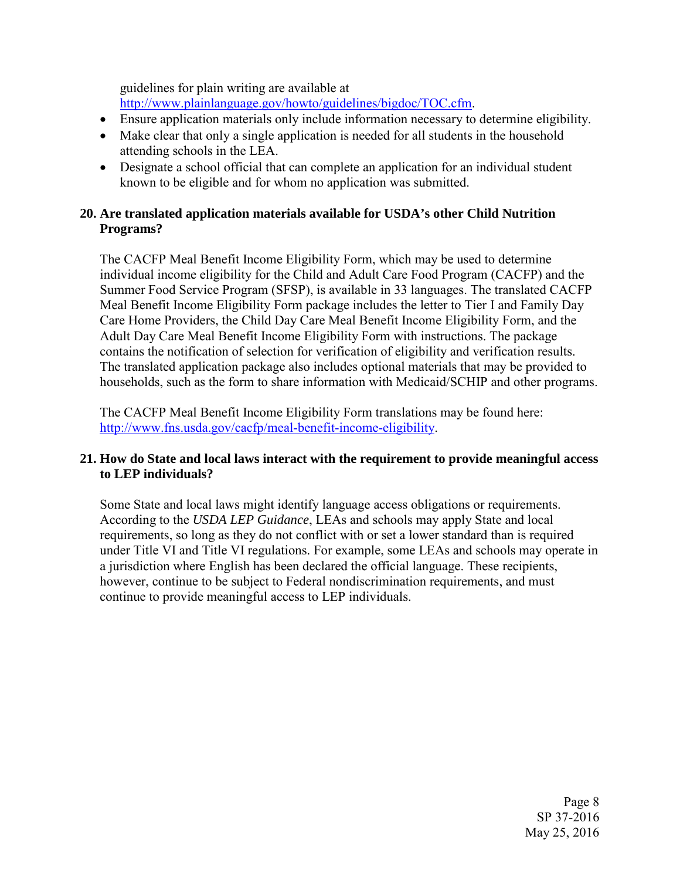guidelines for plain writing are available at http://www.plainlanguage.gov/howto/guidelines/bigdoc/TOC.cfm.

- Ensure application materials only include information necessary to determine eligibility.
- Make clear that only a single application is needed for all students in the household attending schools in the LEA.
- Designate a school official that can complete an application for an individual student known to be eligible and for whom no application was submitted.

**20. Are translated application materials available for USDA's other Child Nutrition Programs?**

The CACFP Meal Benefit Income Eligibility Form, which may be used to determine individual income eligibility for the Child and Adult Care Food Program (CACFP) and the Summer Food Service Program (SFSP), is available in 33 languages. The translated CACFP Meal Benefit Income Eligibility Form package includes the letter to Tier I and Family Day Care Home Providers, the Child Day Care Meal Benefit Income Eligibility Form, and the Adult Day Care Meal Benefit Income Eligibility Form with instructions. The package contains the notification of selection for verification of eligibility and verification results. The translated application package also includes optional materials that may be provided to households, such as the form to share information with Medicaid/SCHIP and other programs.

The CACFP Meal Benefit Income Eligibility Form translations may be found here: http://www.fns.usda.gov/cacfp/meal-benefit-income-eligibility.

**21. How do State and local laws interact with the requirement to provide meaningful access to LEP individuals?**

Some State and local laws might identify language access obligations or requirements. According to the *USDA LEP Guidance*, LEAs and schools may apply State and local requirements, so long as they do not conflict with or set a lower standard than is required under Title VI and Title VI regulations. For example, some LEAs and schools may operate in a jurisdiction where English has been declared the official language. These recipients, however, continue to be subject to Federal nondiscrimination requirements, and must continue to provide meaningful access to LEP individuals.